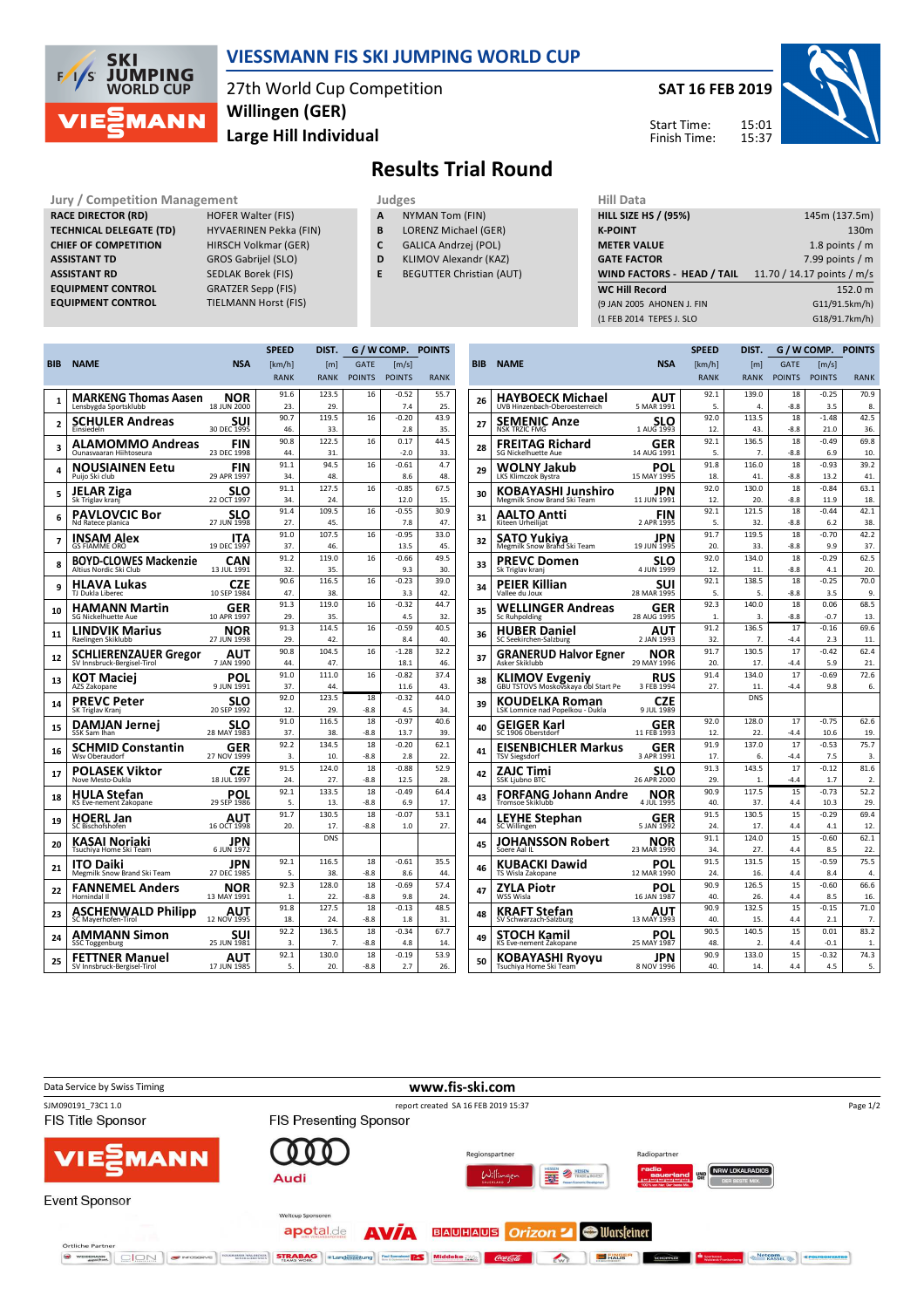# VIESSMANN FIS SKI JUMPING WORLD CUP

27th World Cup Competition
**Willingen (GER)**
**Large Hill Individual**

**SAT 16 FEB 2019**

Start Time: 15:01
Finish Time: 15:37

## Results Trial Round

| Jury / Competition Management | |
|---|---|
| RACE DIRECTOR (RD) | HOFER Walter (FIS) |
| TECHNICAL DELEGATE (TD) | HYVAERINEN Pekka (FIN) |
| CHIEF OF COMPETITION | HIRSCH Volkmar (GER) |
| ASSISTANT TD | GROS Gabrijel (SLO) |
| ASSISTANT RD | SEDLAK Borek (FIS) |
| EQUIPMENT CONTROL | GRATZER Sepp (FIS) |
| EQUIPMENT CONTROL | TIELMANN Horst (FIS) |

| Judges | |
|---|---|
| A | NYMAN Tom (FIN) |
| B | LORENZ Michael (GER) |
| C | GALICA Andrzej (POL) |
| D | KLIMOV Alexandr (KAZ) |
| E | BEGUTTER Christian (AUT) |

| Hill Data | |
|---|---|
| HILL SIZE HS / (95%) | 145m (137.5m) |
| K-POINT | 130m |
| METER VALUE | 1.8 points / m |
| GATE FACTOR | 7.99 points / m |
| WIND FACTORS - HEAD / TAIL | 11.70 / 14.17 points / m/s |
| WC Hill Record | 152.0 m |
| (9 JAN 2005 AHONEN J. FIN | G11/91.5km/h) |
| (1 FEB 2014 TEPES J. SLO | G18/91.7km/h) |

| BIB | NAME / Club | NSA / Date of birth | SPEED [km/h] | SPEED RANK | DIST. [m] | DIST. RANK | GATE | GATE POINTS | WIND [m/s] | WIND POINTS | POINTS | RANK |
|---|---|---|---|---|---|---|---|---|---|---|---|---|
| 1 | MARKENG Thomas Aasen / Lensbygda Sportsklubb | NOR / 18 JUN 2000 | 91.6 | 23. | 123.5 | 29. | 16 | | -0.52 | 7.4 | 55.7 | 25. |
| 2 | SCHULER Andreas / Einsiedeln | SUI / 30 DEC 1995 | 90.7 | 46. | 119.5 | 33. | 16 | | -0.20 | 2.8 | 43.9 | 35. |
| 3 | ALAMOMMO Andreas / Ounasvaaran Hiihtoseura | FIN / 23 DEC 1998 | 90.8 | 44. | 122.5 | 31. | 16 | | 0.17 | -2.0 | 44.5 | 33. |
| 4 | NOUSIAINEN Eetu / Puijo Ski club | FIN / 29 APR 1997 | 91.1 | 34. | 94.5 | 48. | 16 | | -0.61 | 8.6 | 4.7 | 48. |
| 5 | JELAR Ziga / Sk Triglav kranj | SLO / 22 OCT 1997 | 91.1 | 34. | 127.5 | 24. | 16 | | -0.85 | 12.0 | 67.5 | 15. |
| 6 | PAVLOVCIC Bor / Nd Ratece planica | SLO / 27 JUN 1998 | 91.4 | 27. | 109.5 | 45. | 16 | | -0.55 | 7.8 | 30.9 | 47. |
| 7 | INSAM Alex / GS FIAMME ORO | ITA / 19 DEC 1997 | 91.0 | 37. | 107.5 | 46. | 16 | | -0.95 | 13.5 | 33.0 | 45. |
| 8 | BOYD-CLOWES Mackenzie / Altius Nordic Ski Club | CAN / 13 JUL 1991 | 91.2 | 32. | 119.0 | 35. | 16 | | -0.66 | 9.3 | 49.5 | 30. |
| 9 | HLAVA Lukas / TJ Dukla Liberec | CZE / 10 SEP 1984 | 90.6 | 47. | 116.5 | 38. | 16 | | -0.23 | 3.3 | 39.0 | 42. |
| 10 | HAMANN Martin / SG Nickelhuette Aue | GER / 10 APR 1997 | 91.3 | 29. | 119.0 | 35. | 16 | | -0.32 | 4.5 | 44.7 | 32. |
| 11 | LINDVIK Marius / Raelingen Skiklubb | NOR / 27 JUN 1998 | 91.3 | 29. | 114.5 | 42. | 16 | | -0.59 | 8.4 | 40.5 | 40. |
| 12 | SCHLIERENZAUER Gregor / SV Innsbruck-Bergisel-Tirol | AUT / 7 JAN 1990 | 90.8 | 44. | 104.5 | 47. | 16 | | -1.28 | 18.1 | 32.2 | 46. |
| 13 | KOT Maciej / AZS Zakopane | POL / 9 JUN 1991 | 91.0 | 37. | 111.0 | 44. | 16 | | -0.82 | 11.6 | 37.4 | 43. |
| 14 | PREVC Peter / SK Triglav Kranj | SLO / 20 SEP 1992 | 92.0 | 12. | 123.5 | 29. | 18 | -8.8 | -0.32 | 4.5 | 44.0 | 34. |
| 15 | DAMJAN Jernej / SSK Sam Ihan | SLO / 28 MAY 1983 | 91.0 | 37. | 116.5 | 38. | 18 | -8.8 | -0.97 | 13.7 | 40.6 | 39. |
| 16 | SCHMID Constantin / Wsv Oberaudorf | GER / 27 NOV 1999 | 92.2 | 3. | 134.5 | 10. | 18 | -8.8 | -0.20 | 2.8 | 62.1 | 22. |
| 17 | POLASEK Viktor / Nove Mesto-Dukla | CZE / 18 JUL 1997 | 91.5 | 24. | 124.0 | 27. | 18 | -8.8 | -0.88 | 12.5 | 52.9 | 28. |
| 18 | HULA Stefan / KS Eve-nement Zakopane | POL / 29 SEP 1986 | 92.1 | 5. | 133.5 | 13. | 18 | -8.8 | -0.49 | 6.9 | 64.4 | 17. |
| 19 | HOERL Jan / SC Bischofshofen | AUT / 16 OCT 1998 | 91.7 | 20. | 130.5 | 17. | 18 | -8.8 | -0.07 | 1.0 | 53.1 | 27. |
| 20 | KASAI Noriaki / Tsuchiya Home Ski Team | JPN / 6 JUN 1972 | | | DNS | | | | | | | |
| 21 | ITO Daiki / Megmilk Snow Brand Ski Team | JPN / 27 DEC 1985 | 92.1 | 5. | 116.5 | 38. | 18 | -8.8 | -0.61 | 8.6 | 35.5 | 44. |
| 22 | FANNEMEL Anders / Hornindal Il | NOR / 13 MAY 1991 | 92.3 | 1. | 128.0 | 22. | 18 | -8.8 | -0.69 | 9.8 | 57.4 | 24. |
| 23 | ASCHENWALD Philipp / SC Mayerhofen-Tirol | AUT / 12 NOV 1995 | 91.8 | 18. | 127.5 | 24. | 18 | -8.8 | -0.13 | 1.8 | 48.5 | 31. |
| 24 | AMMANN Simon / SSC Toggenburg | SUI / 25 JUN 1981 | 92.2 | 3. | 136.5 | 7. | 18 | -8.8 | -0.34 | 4.8 | 67.7 | 14. |
| 25 | FETTNER Manuel / SV Innsbruck-Bergisel-Tirol | AUT / 17 JUN 1985 | 92.1 | 5. | 130.0 | 20. | 18 | -8.8 | -0.19 | 2.7 | 53.9 | 26. |
| 26 | HAYBOECK Michael / UVB Hinzenbach-Oberoesterreich | AUT / 5 MAR 1991 | 92.1 | 5. | 139.0 | 4. | 18 | -8.8 | -0.25 | 3.5 | 70.9 | 8. |
| 27 | SEMENIC Anze / NSK TRZIC FMG | SLO / 1 AUG 1993 | 92.0 | 12. | 113.5 | 43. | 18 | -8.8 | -1.48 | 21.0 | 42.5 | 36. |
| 28 | FREITAG Richard / SG Nickelhuette Aue | GER / 14 AUG 1991 | 92.1 | 5. | 136.5 | 7. | 18 | -8.8 | -0.49 | 6.9 | 69.8 | 10. |
| 29 | WOLNY Jakub / LKS Klimczok Bystra | POL / 15 MAY 1995 | 91.8 | 18. | 116.0 | 41. | 18 | -8.8 | -0.93 | 13.2 | 39.2 | 41. |
| 30 | KOBAYASHI Junshiro / Megmilk Snow Brand Ski Team | JPN / 11 JUN 1991 | 92.0 | 12. | 130.0 | 20. | 18 | -8.8 | -0.84 | 11.9 | 63.1 | 18. |
| 31 | AALTO Antti / Kiteen Urheilijat | FIN / 2 APR 1995 | 92.1 | 5. | 121.5 | 32. | 18 | -8.8 | -0.44 | 6.2 | 42.1 | 38. |
| 32 | SATO Yukiya / Megmilk Snow Brand Ski Team | JPN / 19 JUN 1995 | 91.7 | 20. | 119.5 | 33. | 18 | -8.8 | -0.70 | 9.9 | 42.2 | 37. |
| 33 | PREVC Domen / Sk Triglav kranj | SLO / 4 JUN 1999 | 92.0 | 12. | 134.0 | 11. | 18 | -8.8 | -0.29 | 4.1 | 62.5 | 20. |
| 34 | PEIER Killian / Vallee du Joux | SUI / 28 MAR 1995 | 92.1 | 5. | 138.5 | 5. | 18 | -8.8 | -0.25 | 3.5 | 70.0 | 9. |
| 35 | WELLINGER Andreas / Sc Ruhpolding | GER / 28 AUG 1995 | 92.3 | 1. | 140.0 | 3. | 18 | -8.8 | 0.06 | -0.7 | 68.5 | 13. |
| 36 | HUBER Daniel / SC Seekirchen-Salzburg | AUT / 2 JAN 1993 | 91.2 | 32. | 136.5 | 7. | 17 | -4.4 | -0.16 | 2.3 | 69.6 | 11. |
| 37 | GRANERUD Halvor Egner / Asker Skiklubb | NOR / 29 MAY 1996 | 91.7 | 20. | 130.5 | 17. | 17 | -4.4 | -0.42 | 5.9 | 62.4 | 21. |
| 38 | KLIMOV Evgeniy / GBU TSTOVS Moskovskaya obl Start Pe | RUS / 3 FEB 1994 | 91.4 | 27. | 134.0 | 11. | 17 | -4.4 | -0.69 | 9.8 | 72.6 | 6. |
| 39 | KOUDELKA Roman / LSK Lomnice nad Popelkou - Dukla | CZE / 9 JUL 1989 | | | DNS | | | | | | | |
| 40 | GEIGER Karl / SC 1906 Oberstdorf | GER / 11 FEB 1993 | 92.0 | 12. | 128.0 | 22. | 17 | -4.4 | -0.75 | 10.6 | 62.6 | 19. |
| 41 | EISENBICHLER Markus / TSV Siegsdorf | GER / 3 APR 1991 | 91.9 | 17. | 137.0 | 6. | 17 | -4.4 | -0.53 | 7.5 | 75.7 | 3. |
| 42 | ZAJC Timi / SSK Ljubno BTC | SLO / 26 APR 2000 | 91.3 | 29. | 143.5 | 1. | 17 | -4.4 | -0.12 | 1.7 | 81.6 | 2. |
| 43 | FORFANG Johann Andre / Tromsoe Skiklubb | NOR / 4 JUL 1995 | 90.9 | 40. | 117.5 | 37. | 15 | 4.4 | -0.73 | 10.3 | 52.2 | 29. |
| 44 | LEYHE Stephan / SC Willingen | GER / 5 JAN 1992 | 91.5 | 24. | 130.5 | 17. | 15 | 4.4 | -0.29 | 4.1 | 69.4 | 12. |
| 45 | JOHANSSON Robert / Soere Aal IL | NOR / 23 MAR 1990 | 91.1 | 34. | 124.0 | 27. | 15 | 4.4 | -0.60 | 8.5 | 62.1 | 22. |
| 46 | KUBACKI Dawid / TS Wisla Zakopane | POL / 12 MAR 1990 | 91.5 | 24. | 131.5 | 16. | 15 | 4.4 | -0.59 | 8.4 | 75.5 | 4. |
| 47 | ZYLA Piotr / WSS Wisla | POL / 16 JAN 1987 | 90.9 | 40. | 126.5 | 26. | 15 | 4.4 | -0.60 | 8.5 | 66.6 | 16. |
| 48 | KRAFT Stefan / SV Schwarzach-Salzburg | AUT / 13 MAY 1993 | 90.9 | 40. | 132.5 | 15. | 15 | 4.4 | -0.15 | 2.1 | 71.0 | 7. |
| 49 | STOCH Kamil / KS Eve-nement Zakopane | POL / 25 MAY 1987 | 90.5 | 48. | 140.5 | 2. | 15 | 4.4 | 0.01 | -0.1 | 83.2 | 1. |
| 50 | KOBAYASHI Ryoyu / Tsuchiya Home Ski Team | JPN / 8 NOV 1996 | 90.9 | 40. | 133.0 | 14. | 15 | 4.4 | -0.32 | 4.5 | 74.3 | 5. |

Data Service by Swiss Timing — www.fis-ski.com

SJM090191_73C1 1.0 — report created SA 16 FEB 2019 15:37

FIS Title Sponsor: VIESSMANN
FIS Presenting Sponsor: Audi
Event Sponsor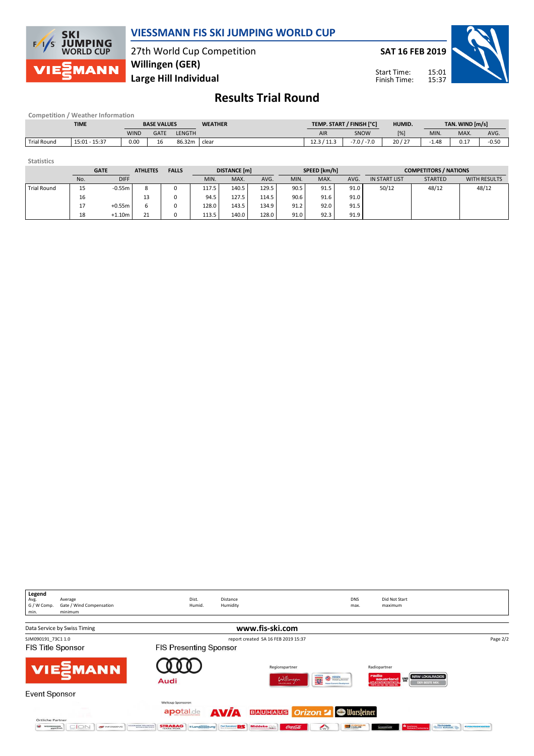# VIESSMANN FIS SKI JUMPING WORLD CUP

27th World Cup Competition

**Willingen (GER)**

**Large Hill Individual**

**SAT 16 FEB 2019**

Start Time: 15:01
Finish Time: 15:37

## Results Trial Round

Competition / Weather Information

| TIME | | BASE VALUES | | | WEATHER | TEMP. START / FINISH [°C] | | HUMID. | TAN. WIND [m/s] | | |
|---|---|---|---|---|---|---|---|---|---|---|---|
| | | WIND | GATE | LENGTH | | AIR | SNOW | [%] | MIN. | MAX. | AVG. |
| Trial Round | 15:01 - 15:37 | 0.00 | 16 | 86.32m | clear | 12.3 / 11.3 | -7.0 / -7.0 | 20 / 27 | -1.48 | 0.17 | -0.50 |

Statistics

| | GATE | | ATHLETES | FALLS | DISTANCE [m] | | | SPEED [km/h] | | | COMPETITORS / NATIONS | | |
|---|---|---|---|---|---|---|---|---|---|---|---|---|---|
| | No. | DIFF | | | MIN. | MAX. | AVG. | MIN. | MAX. | AVG. | IN START LIST | STARTED | WITH RESULTS |
| Trial Round | 15 | -0.55m | 8 | 0 | 117.5 | 140.5 | 129.5 | 90.5 | 91.5 | 91.0 | 50/12 | 48/12 | 48/12 |
| | 16 | | 13 | 0 | 94.5 | 127.5 | 114.5 | 90.6 | 91.6 | 91.0 | | | |
| | 17 | +0.55m | 6 | 0 | 128.0 | 143.5 | 134.9 | 91.2 | 92.0 | 91.5 | | | |
| | 18 | +1.10m | 21 | 0 | 113.5 | 140.0 | 128.0 | 91.0 | 92.3 | 91.9 | | | |

**Legend**

| | | | | | |
|---|---|---|---|---|---|
| Avg. | Average | Dist. | Distance | DNS | Did Not Start |
| G / W Comp. | Gate / Wind Compensation | Humid. | Humidity | max. | maximum |
| min. | minimum | | | | |

Data Service by Swiss Timing — www.fis-ski.com

SJM090191_73C1 1.0 — report created SA 16 FEB 2019 15:37

FIS Title Sponsor: VIESSMANN — FIS Presenting Sponsor: Audi — Event Sponsor